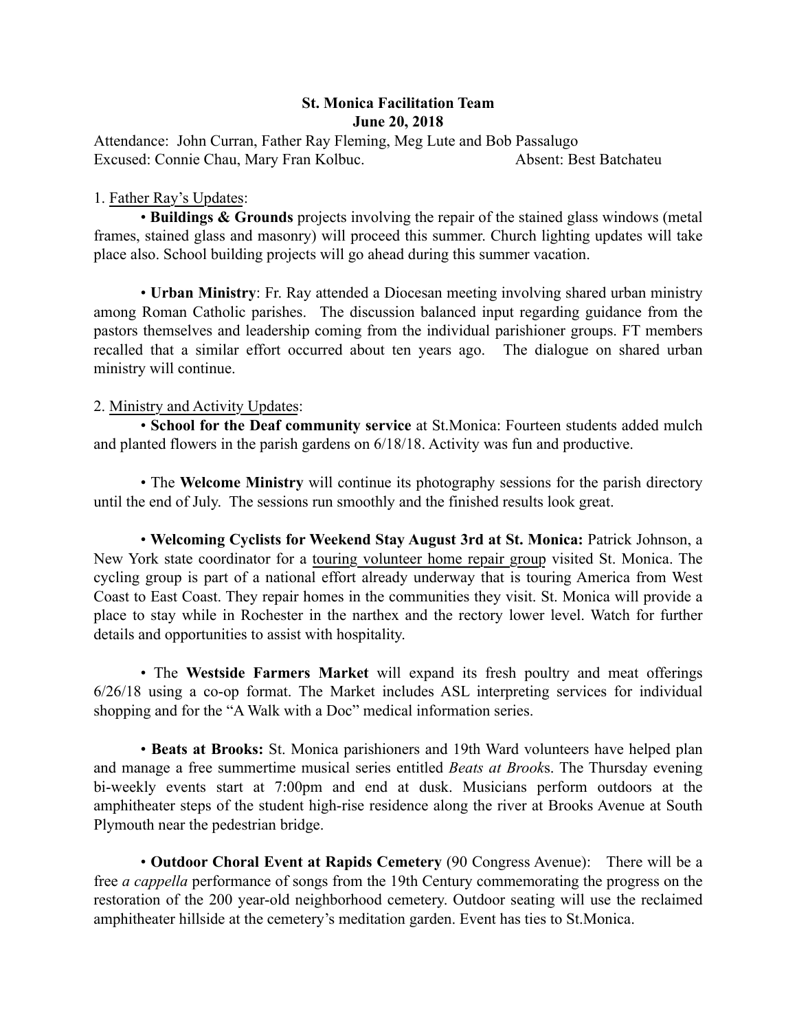**St. Monica Facilitation Team**
**June 20, 2018**

Attendance: John Curran, Father Ray Fleming, Meg Lute and Bob Passalugo
Excused: Connie Chau, Mary Fran Kolbuc. Absent: Best Batchateu

1. Father Ray's Updates:

• **Buildings & Grounds** projects involving the repair of the stained glass windows (metal frames, stained glass and masonry) will proceed this summer. Church lighting updates will take place also. School building projects will go ahead during this summer vacation.

• **Urban Ministry**: Fr. Ray attended a Diocesan meeting involving shared urban ministry among Roman Catholic parishes. The discussion balanced input regarding guidance from the pastors themselves and leadership coming from the individual parishioner groups. FT members recalled that a similar effort occurred about ten years ago. The dialogue on shared urban ministry will continue.

2. Ministry and Activity Updates:

• **School for the Deaf community service** at St.Monica: Fourteen students added mulch and planted flowers in the parish gardens on 6/18/18. Activity was fun and productive.

• The **Welcome Ministry** will continue its photography sessions for the parish directory until the end of July. The sessions run smoothly and the finished results look great.

• **Welcoming Cyclists for Weekend Stay August 3rd at St. Monica:** Patrick Johnson, a New York state coordinator for a touring volunteer home repair group visited St. Monica. The cycling group is part of a national effort already underway that is touring America from West Coast to East Coast. They repair homes in the communities they visit. St. Monica will provide a place to stay while in Rochester in the narthex and the rectory lower level. Watch for further details and opportunities to assist with hospitality.

• The **Westside Farmers Market** will expand its fresh poultry and meat offerings 6/26/18 using a co-op format. The Market includes ASL interpreting services for individual shopping and for the "A Walk with a Doc" medical information series.

• **Beats at Brooks:** St. Monica parishioners and 19th Ward volunteers have helped plan and manage a free summertime musical series entitled *Beats at Brooks*. The Thursday evening bi-weekly events start at 7:00pm and end at dusk. Musicians perform outdoors at the amphitheater steps of the student high-rise residence along the river at Brooks Avenue at South Plymouth near the pedestrian bridge.

• **Outdoor Choral Event at Rapids Cemetery** (90 Congress Avenue): There will be a free *a cappella* performance of songs from the 19th Century commemorating the progress on the restoration of the 200 year-old neighborhood cemetery. Outdoor seating will use the reclaimed amphitheater hillside at the cemetery's meditation garden. Event has ties to St.Monica.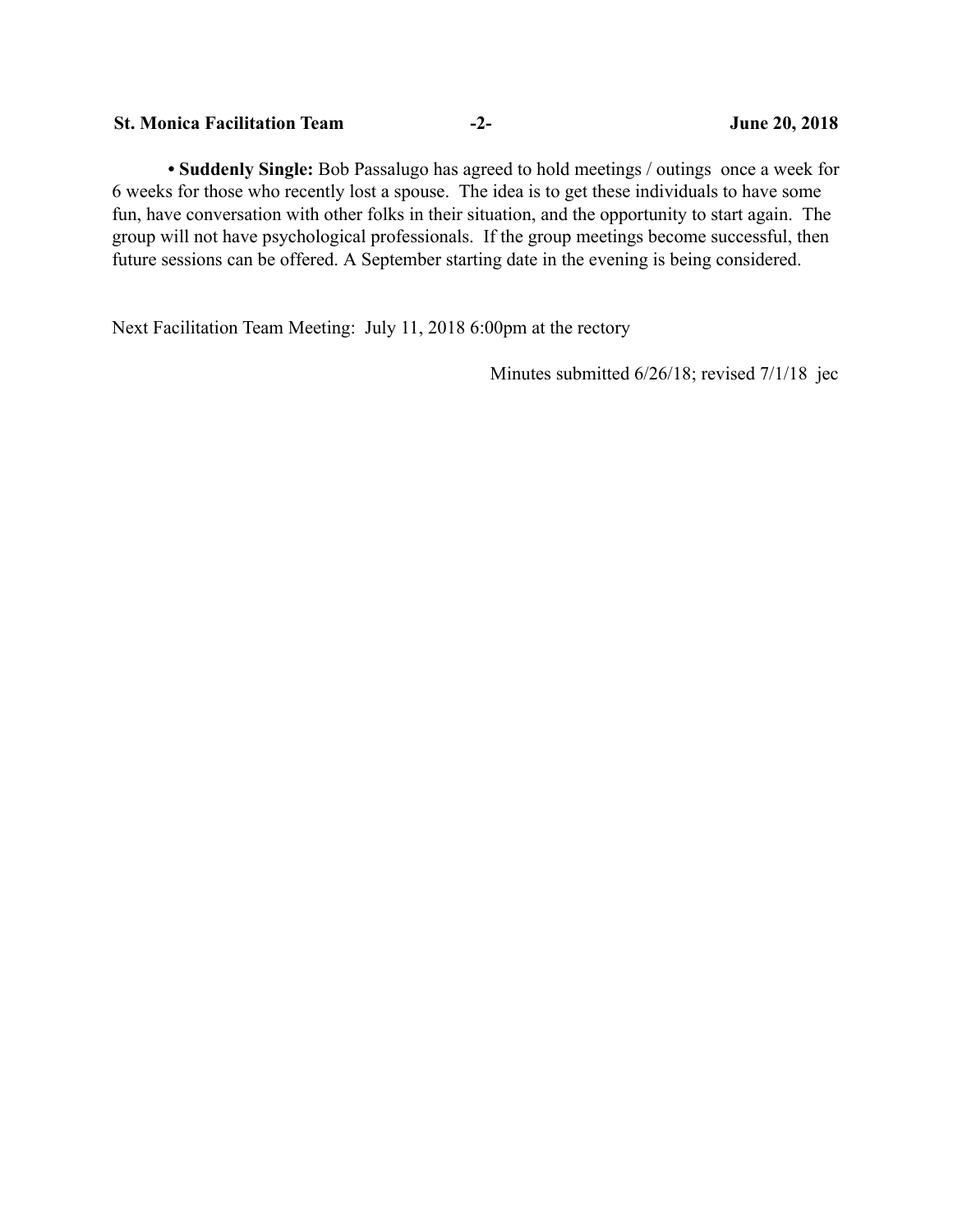• **Suddenly Single:** Bob Passalugo has agreed to hold meetings / outings once a week for 6 weeks for those who recently lost a spouse. The idea is to get these individuals to have some fun, have conversation with other folks in their situation, and the opportunity to start again. The group will not have psychological professionals. If the group meetings become successful, then future sessions can be offered. A September starting date in the evening is being considered.

Next Facilitation Team Meeting: July 11, 2018 6:00pm at the rectory

Minutes submitted 6/26/18; revised 7/1/18 jec